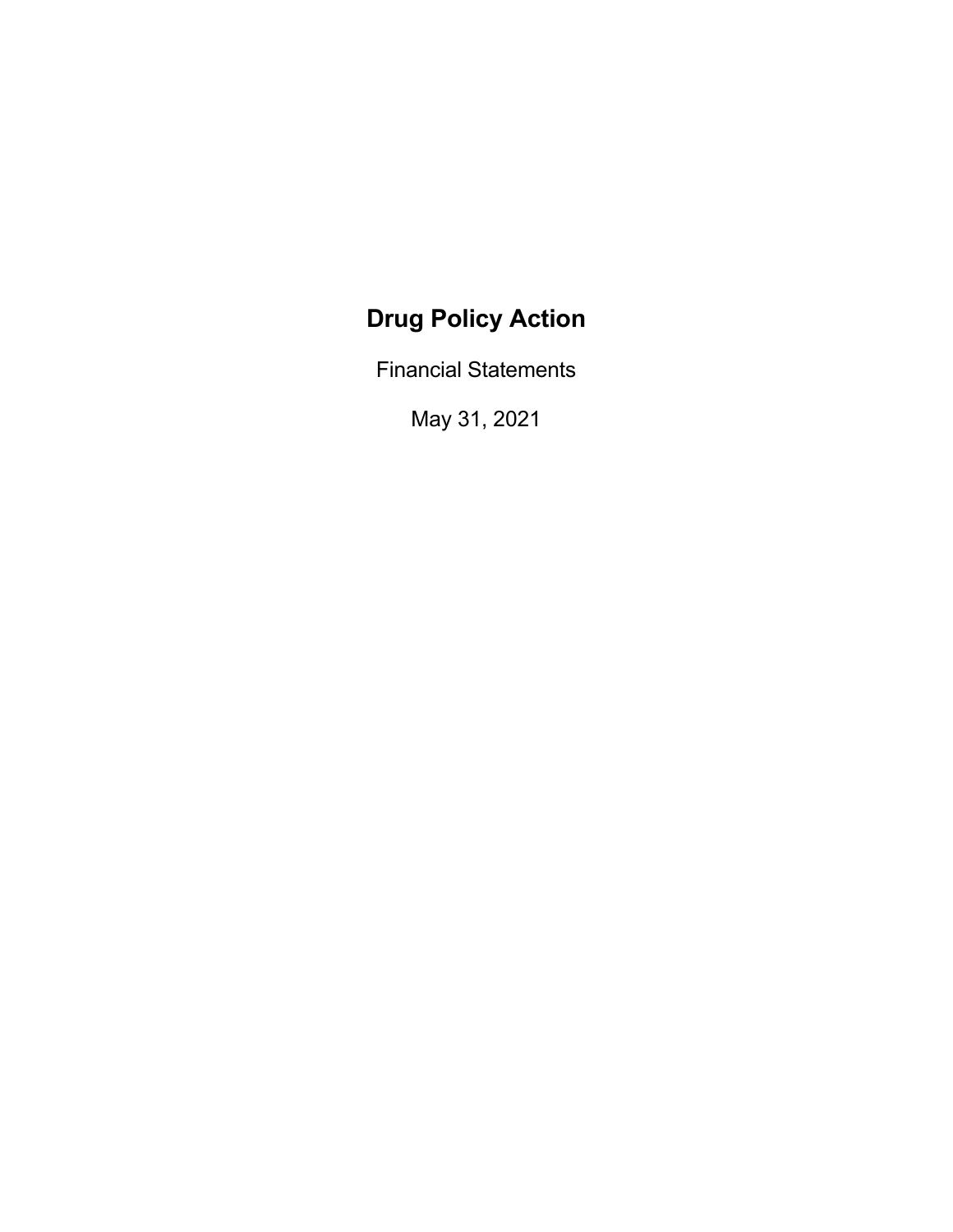# Drug Policy Action

Financial Statements

May 31, 2021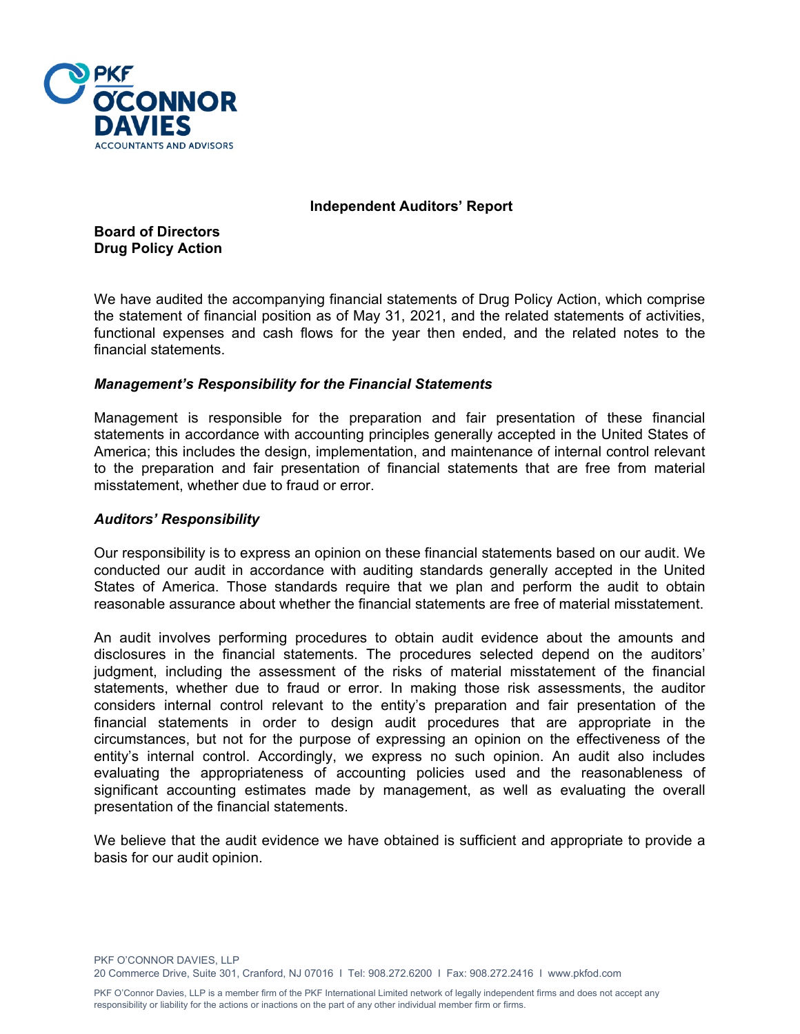# Independent Auditors' Report

**Board of Directors**
**Drug Policy Action**

We have audited the accompanying financial statements of Drug Policy Action, which comprise the statement of financial position as of May 31, 2021, and the related statements of activities, functional expenses and cash flows for the year then ended, and the related notes to the financial statements.

## *Management's Responsibility for the Financial Statements*

Management is responsible for the preparation and fair presentation of these financial statements in accordance with accounting principles generally accepted in the United States of America; this includes the design, implementation, and maintenance of internal control relevant to the preparation and fair presentation of financial statements that are free from material misstatement, whether due to fraud or error.

## *Auditors' Responsibility*

Our responsibility is to express an opinion on these financial statements based on our audit. We conducted our audit in accordance with auditing standards generally accepted in the United States of America. Those standards require that we plan and perform the audit to obtain reasonable assurance about whether the financial statements are free of material misstatement.

An audit involves performing procedures to obtain audit evidence about the amounts and disclosures in the financial statements. The procedures selected depend on the auditors' judgment, including the assessment of the risks of material misstatement of the financial statements, whether due to fraud or error. In making those risk assessments, the auditor considers internal control relevant to the entity's preparation and fair presentation of the financial statements in order to design audit procedures that are appropriate in the circumstances, but not for the purpose of expressing an opinion on the effectiveness of the entity's internal control. Accordingly, we express no such opinion. An audit also includes evaluating the appropriateness of accounting policies used and the reasonableness of significant accounting estimates made by management, as well as evaluating the overall presentation of the financial statements.

We believe that the audit evidence we have obtained is sufficient and appropriate to provide a basis for our audit opinion.

PKF O'CONNOR DAVIES, LLP
20 Commerce Drive, Suite 301, Cranford, NJ 07016 I Tel: 908.272.6200 I Fax: 908.272.2416 I www.pkfod.com

PKF O'Connor Davies, LLP is a member firm of the PKF International Limited network of legally independent firms and does not accept any responsibility or liability for the actions or inactions on the part of any other individual member firm or firms.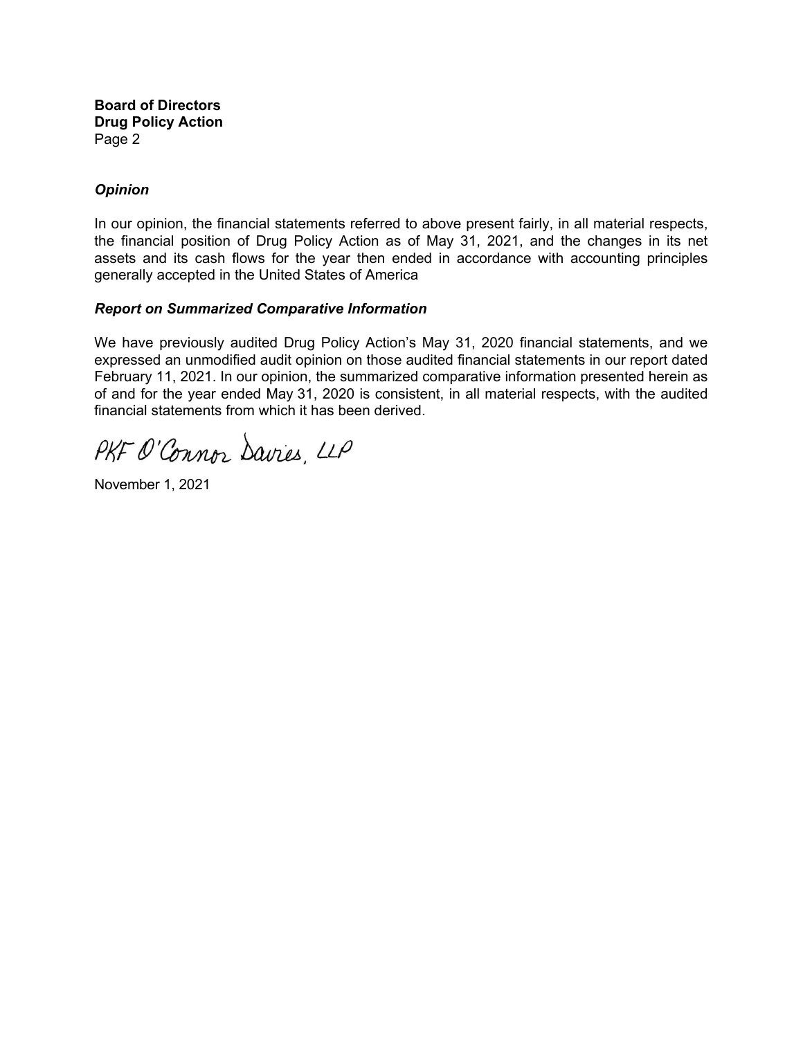**Board of Directors**
**Drug Policy Action**
Page 2

### *Opinion*

In our opinion, the financial statements referred to above present fairly, in all material respects, the financial position of Drug Policy Action as of May 31, 2021, and the changes in its net assets and its cash flows for the year then ended in accordance with accounting principles generally accepted in the United States of America

### *Report on Summarized Comparative Information*

We have previously audited Drug Policy Action's May 31, 2020 financial statements, and we expressed an unmodified audit opinion on those audited financial statements in our report dated February 11, 2021. In our opinion, the summarized comparative information presented herein as of and for the year ended May 31, 2020 is consistent, in all material respects, with the audited financial statements from which it has been derived.

PKF O'Connor Davies, LLP

November 1, 2021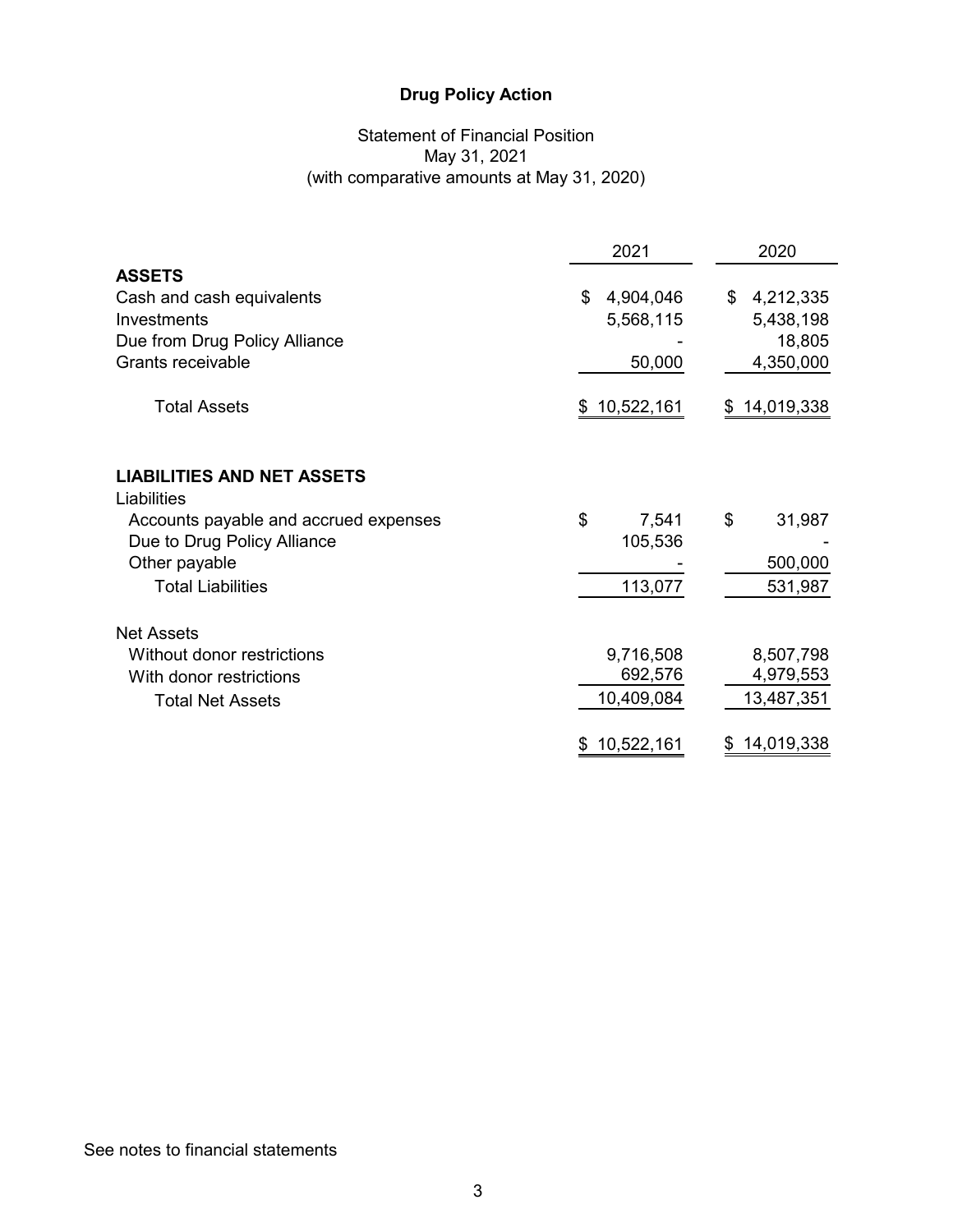# Drug Policy Action

## Statement of Financial Position
May 31, 2021
(with comparative amounts at May 31, 2020)

| | 2021 | 2020 |
|---|---|---|
| **ASSETS** | | |
| Cash and cash equivalents | $ 4,904,046 | $ 4,212,335 |
| Investments | 5,568,115 | 5,438,198 |
| Due from Drug Policy Alliance | - | 18,805 |
| Grants receivable | 50,000 | 4,350,000 |
| Total Assets | $ 10,522,161 | $ 14,019,338 |
| | | |
| **LIABILITIES AND NET ASSETS** | | |
| Liabilities | | |
| Accounts payable and accrued expenses | $ 7,541 | $ 31,987 |
| Due to Drug Policy Alliance | 105,536 | - |
| Other payable | - | 500,000 |
| Total Liabilities | 113,077 | 531,987 |
| | | |
| Net Assets | | |
| Without donor restrictions | 9,716,508 | 8,507,798 |
| With donor restrictions | 692,576 | 4,979,553 |
| Total Net Assets | 10,409,084 | 13,487,351 |
| | $ 10,522,161 | $ 14,019,338 |

See notes to financial statements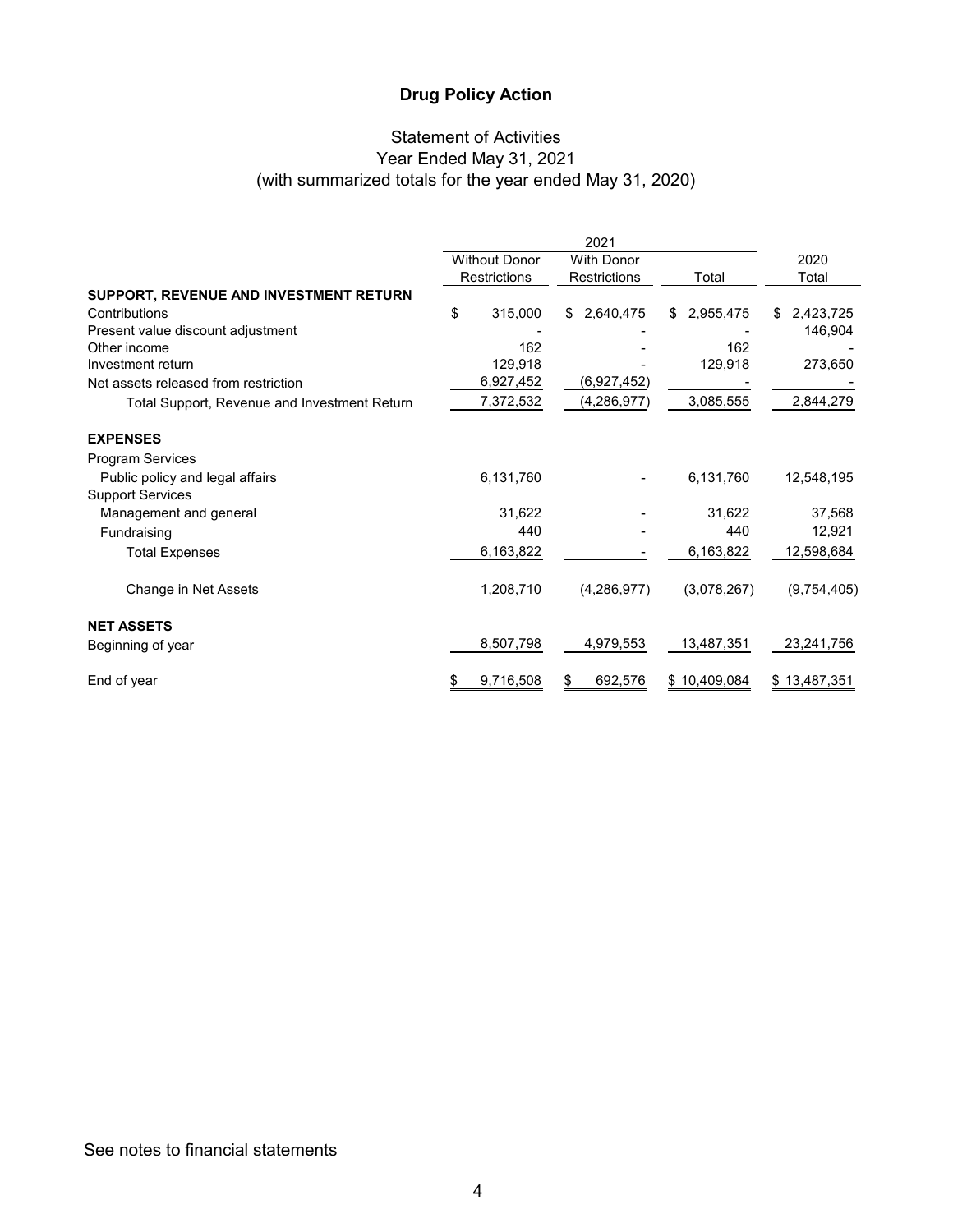# Drug Policy Action

## Statement of Activities
## Year Ended May 31, 2021
## (with summarized totals for the year ended May 31, 2020)

| | 2021 | | | 2020 |
|---|---|---|---|---|
| | Without Donor Restrictions | With Donor Restrictions | Total | Total |
| **SUPPORT, REVENUE AND INVESTMENT RETURN** | | | | |
| Contributions | $ 315,000 | $ 2,640,475 | $ 2,955,475 | $ 2,423,725 |
| Present value discount adjustment | - | - | - | 146,904 |
| Other income | 162 | - | 162 | - |
| Investment return | 129,918 | - | 129,918 | 273,650 |
| Net assets released from restriction | 6,927,452 | (6,927,452) | - | - |
| Total Support, Revenue and Investment Return | 7,372,532 | (4,286,977) | 3,085,555 | 2,844,279 |
| **EXPENSES** | | | | |
| Program Services | | | | |
| Public policy and legal affairs | 6,131,760 | - | 6,131,760 | 12,548,195 |
| Support Services | | | | |
| Management and general | 31,622 | - | 31,622 | 37,568 |
| Fundraising | 440 | - | 440 | 12,921 |
| Total Expenses | 6,163,822 | - | 6,163,822 | 12,598,684 |
| Change in Net Assets | 1,208,710 | (4,286,977) | (3,078,267) | (9,754,405) |
| **NET ASSETS** | | | | |
| Beginning of year | 8,507,798 | 4,979,553 | 13,487,351 | 23,241,756 |
| End of year | $ 9,716,508 | $ 692,576 | $ 10,409,084 | $ 13,487,351 |

See notes to financial statements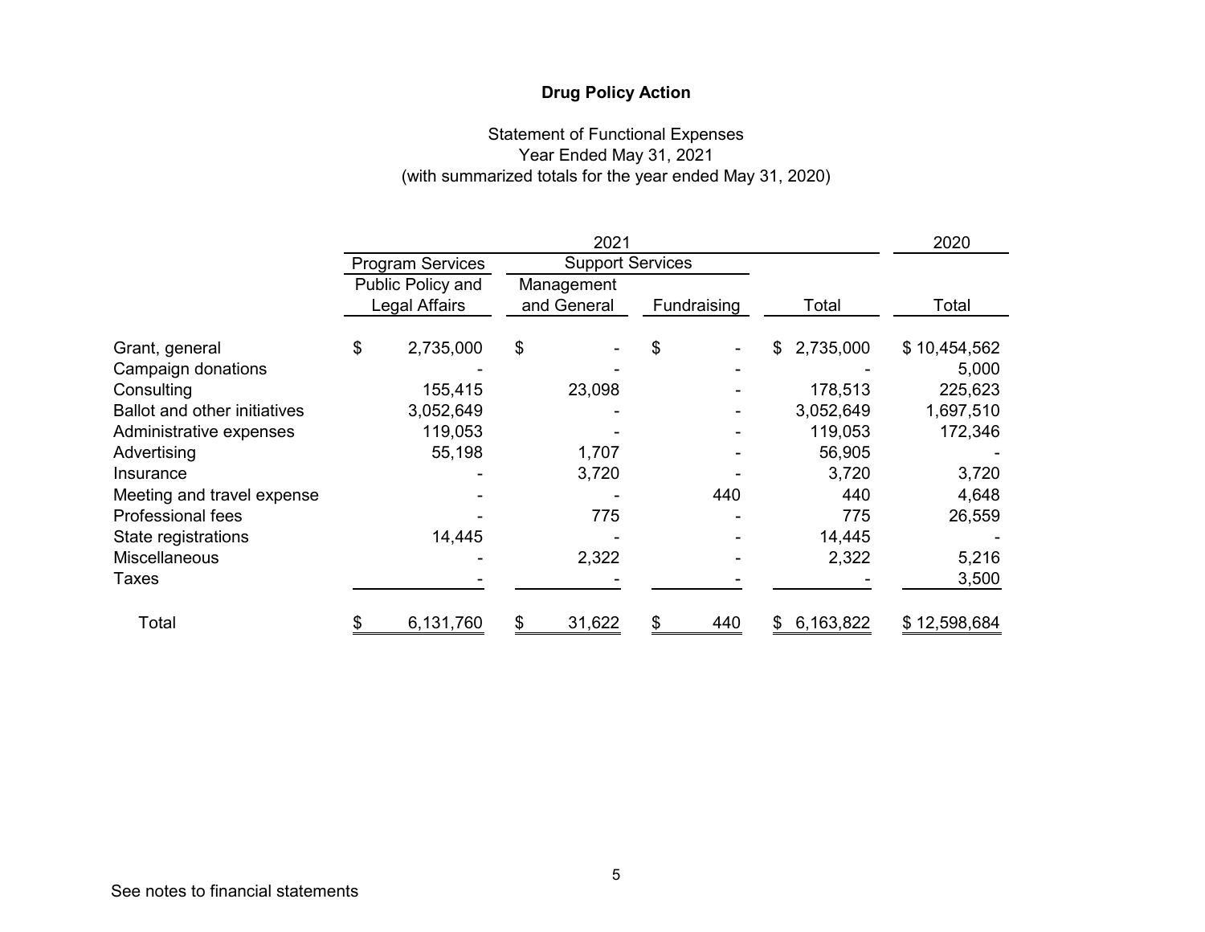# Drug Policy Action

Statement of Functional Expenses
Year Ended May 31, 2021
(with summarized totals for the year ended May 31, 2020)

| | 2021 | | | | 2020 |
|---|---|---|---|---|---|
| | Program Services | Support Services | | | |
| | Public Policy and Legal Affairs | Management and General | Fundraising | Total | Total |
| Grant, general | $ 2,735,000 | $ - | $ - | $ 2,735,000 | $ 10,454,562 |
| Campaign donations | - | - | - | - | 5,000 |
| Consulting | 155,415 | 23,098 | - | 178,513 | 225,623 |
| Ballot and other initiatives | 3,052,649 | - | - | 3,052,649 | 1,697,510 |
| Administrative expenses | 119,053 | - | - | 119,053 | 172,346 |
| Advertising | 55,198 | 1,707 | - | 56,905 | - |
| Insurance | - | 3,720 | - | 3,720 | 3,720 |
| Meeting and travel expense | - | - | 440 | 440 | 4,648 |
| Professional fees | - | 775 | - | 775 | 26,559 |
| State registrations | 14,445 | - | - | 14,445 | - |
| Miscellaneous | - | 2,322 | - | 2,322 | 5,216 |
| Taxes | - | - | - | - | 3,500 |
| Total | $ 6,131,760 | $ 31,622 | $ 440 | $ 6,163,822 | $ 12,598,684 |

See notes to financial statements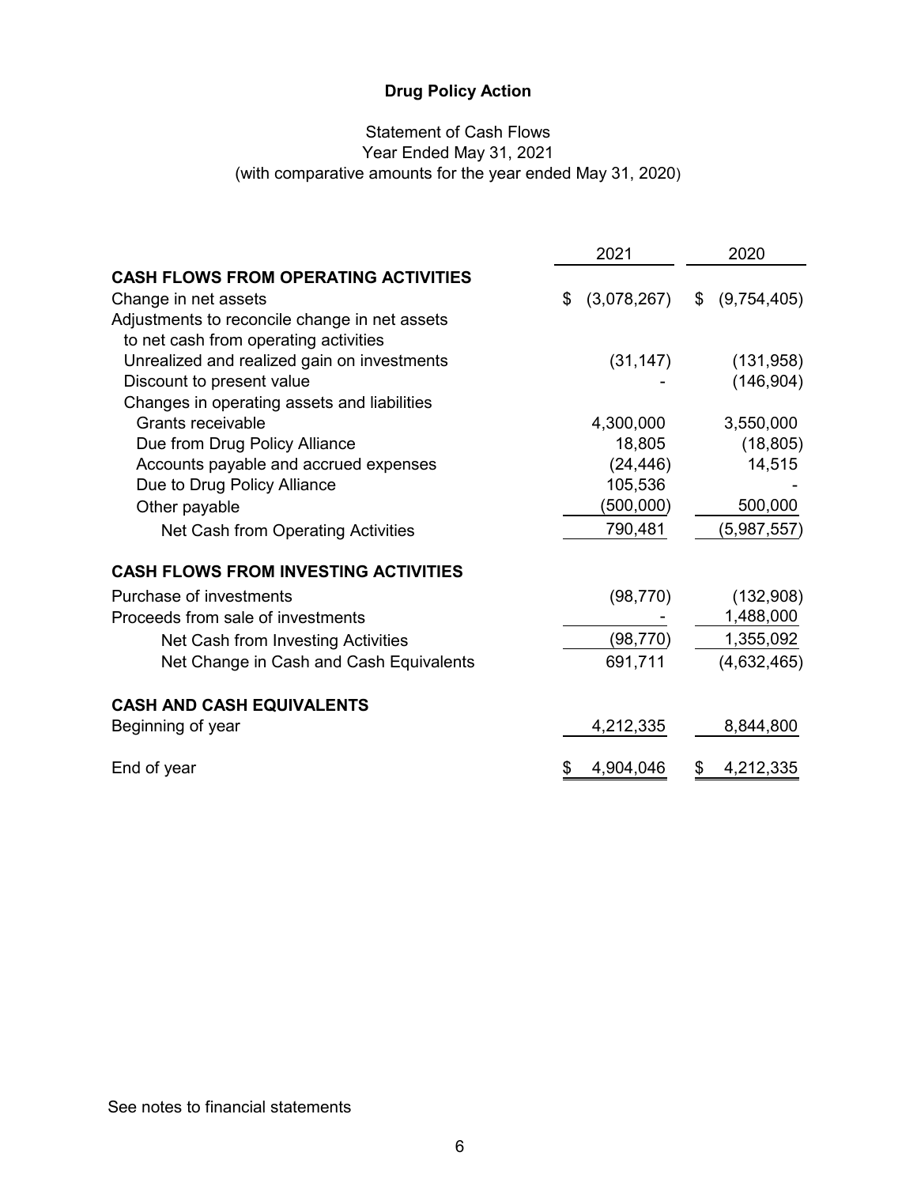# Drug Policy Action

## Statement of Cash Flows
Year Ended May 31, 2021
(with comparative amounts for the year ended May 31, 2020)

| | 2021 | 2020 |
|---|---|---|
| **CASH FLOWS FROM OPERATING ACTIVITIES** | | |
| Change in net assets | $ (3,078,267) | $ (9,754,405) |
| Adjustments to reconcile change in net assets to net cash from operating activities | | |
| Unrealized and realized gain on investments | (31,147) | (131,958) |
| Discount to present value | - | (146,904) |
| Changes in operating assets and liabilities | | |
| Grants receivable | 4,300,000 | 3,550,000 |
| Due from Drug Policy Alliance | 18,805 | (18,805) |
| Accounts payable and accrued expenses | (24,446) | 14,515 |
| Due to Drug Policy Alliance | 105,536 | - |
| Other payable | (500,000) | 500,000 |
| Net Cash from Operating Activities | 790,481 | (5,987,557) |
| **CASH FLOWS FROM INVESTING ACTIVITIES** | | |
| Purchase of investments | (98,770) | (132,908) |
| Proceeds from sale of investments | - | 1,488,000 |
| Net Cash from Investing Activities | (98,770) | 1,355,092 |
| Net Change in Cash and Cash Equivalents | 691,711 | (4,632,465) |
| **CASH AND CASH EQUIVALENTS** | | |
| Beginning of year | 4,212,335 | 8,844,800 |
| End of year | $ 4,904,046 | $ 4,212,335 |

See notes to financial statements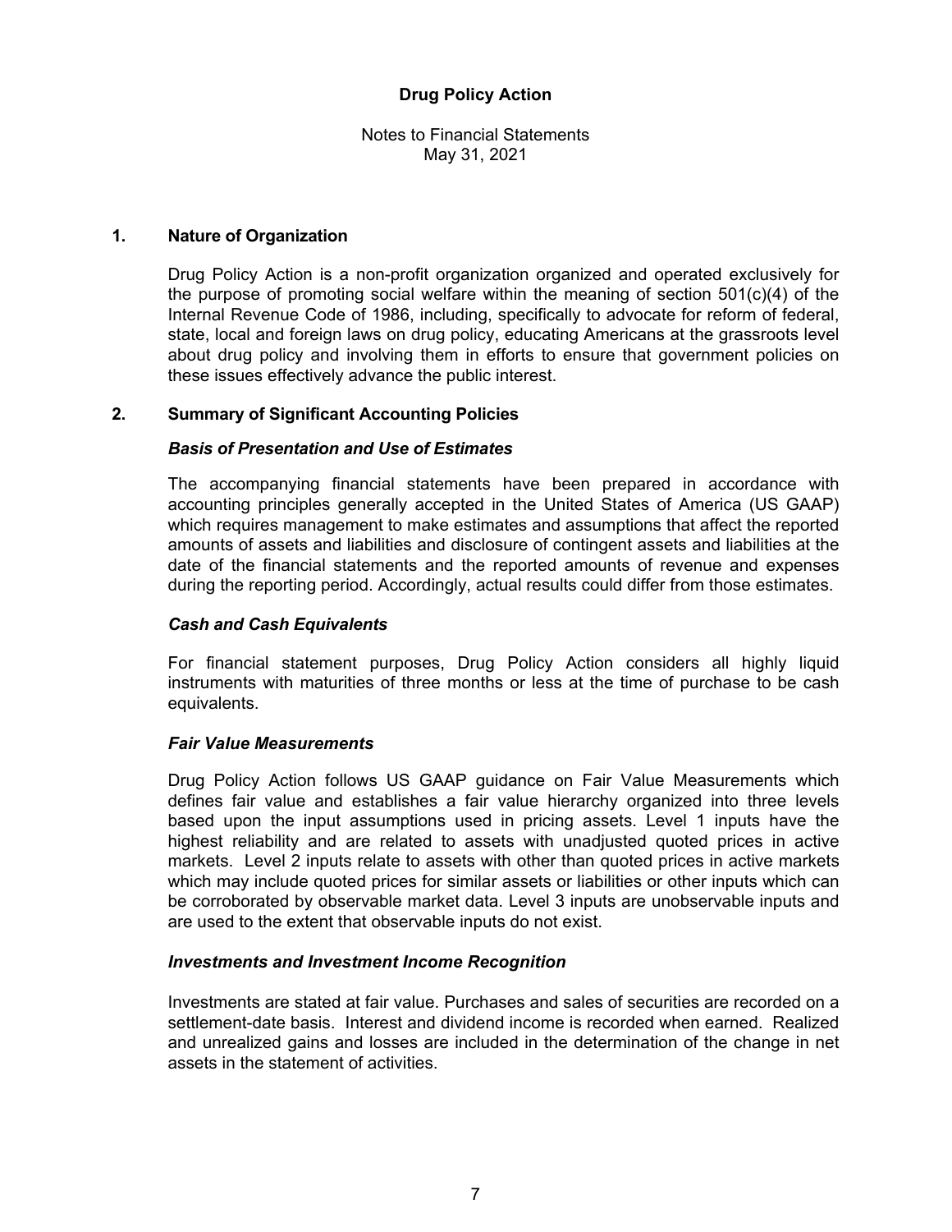# Drug Policy Action

Notes to Financial Statements
May 31, 2021

## 1. Nature of Organization

Drug Policy Action is a non-profit organization organized and operated exclusively for the purpose of promoting social welfare within the meaning of section 501(c)(4) of the Internal Revenue Code of 1986, including, specifically to advocate for reform of federal, state, local and foreign laws on drug policy, educating Americans at the grassroots level about drug policy and involving them in efforts to ensure that government policies on these issues effectively advance the public interest.

## 2. Summary of Significant Accounting Policies

### *Basis of Presentation and Use of Estimates*

The accompanying financial statements have been prepared in accordance with accounting principles generally accepted in the United States of America (US GAAP) which requires management to make estimates and assumptions that affect the reported amounts of assets and liabilities and disclosure of contingent assets and liabilities at the date of the financial statements and the reported amounts of revenue and expenses during the reporting period. Accordingly, actual results could differ from those estimates.

### *Cash and Cash Equivalents*

For financial statement purposes, Drug Policy Action considers all highly liquid instruments with maturities of three months or less at the time of purchase to be cash equivalents.

### *Fair Value Measurements*

Drug Policy Action follows US GAAP guidance on Fair Value Measurements which defines fair value and establishes a fair value hierarchy organized into three levels based upon the input assumptions used in pricing assets. Level 1 inputs have the highest reliability and are related to assets with unadjusted quoted prices in active markets. Level 2 inputs relate to assets with other than quoted prices in active markets which may include quoted prices for similar assets or liabilities or other inputs which can be corroborated by observable market data. Level 3 inputs are unobservable inputs and are used to the extent that observable inputs do not exist.

### *Investments and Investment Income Recognition*

Investments are stated at fair value. Purchases and sales of securities are recorded on a settlement-date basis. Interest and dividend income is recorded when earned. Realized and unrealized gains and losses are included in the determination of the change in net assets in the statement of activities.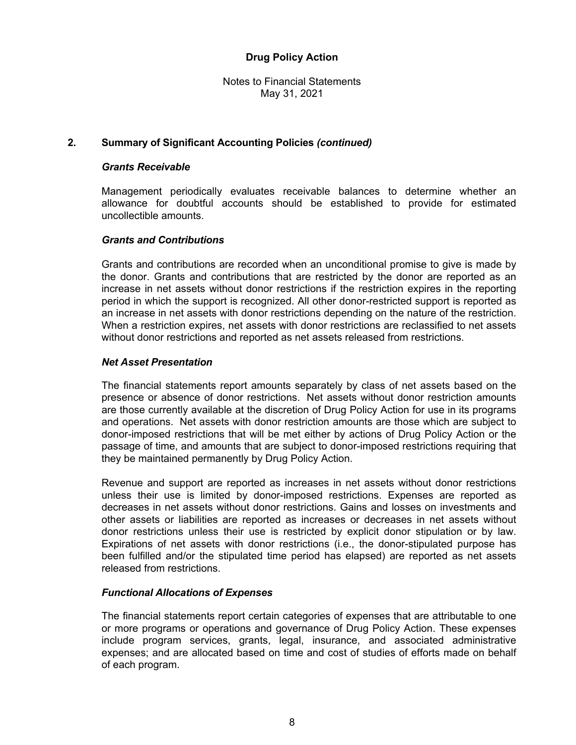# Drug Policy Action

Notes to Financial Statements
May 31, 2021

## 2. Summary of Significant Accounting Policies *(continued)*

### *Grants Receivable*

Management periodically evaluates receivable balances to determine whether an allowance for doubtful accounts should be established to provide for estimated uncollectible amounts.

### *Grants and Contributions*

Grants and contributions are recorded when an unconditional promise to give is made by the donor. Grants and contributions that are restricted by the donor are reported as an increase in net assets without donor restrictions if the restriction expires in the reporting period in which the support is recognized. All other donor-restricted support is reported as an increase in net assets with donor restrictions depending on the nature of the restriction. When a restriction expires, net assets with donor restrictions are reclassified to net assets without donor restrictions and reported as net assets released from restrictions.

### *Net Asset Presentation*

The financial statements report amounts separately by class of net assets based on the presence or absence of donor restrictions. Net assets without donor restriction amounts are those currently available at the discretion of Drug Policy Action for use in its programs and operations. Net assets with donor restriction amounts are those which are subject to donor-imposed restrictions that will be met either by actions of Drug Policy Action or the passage of time, and amounts that are subject to donor-imposed restrictions requiring that they be maintained permanently by Drug Policy Action.

Revenue and support are reported as increases in net assets without donor restrictions unless their use is limited by donor-imposed restrictions. Expenses are reported as decreases in net assets without donor restrictions. Gains and losses on investments and other assets or liabilities are reported as increases or decreases in net assets without donor restrictions unless their use is restricted by explicit donor stipulation or by law. Expirations of net assets with donor restrictions (i.e., the donor-stipulated purpose has been fulfilled and/or the stipulated time period has elapsed) are reported as net assets released from restrictions.

### *Functional Allocations of Expenses*

The financial statements report certain categories of expenses that are attributable to one or more programs or operations and governance of Drug Policy Action. These expenses include program services, grants, legal, insurance, and associated administrative expenses; and are allocated based on time and cost of studies of efforts made on behalf of each program.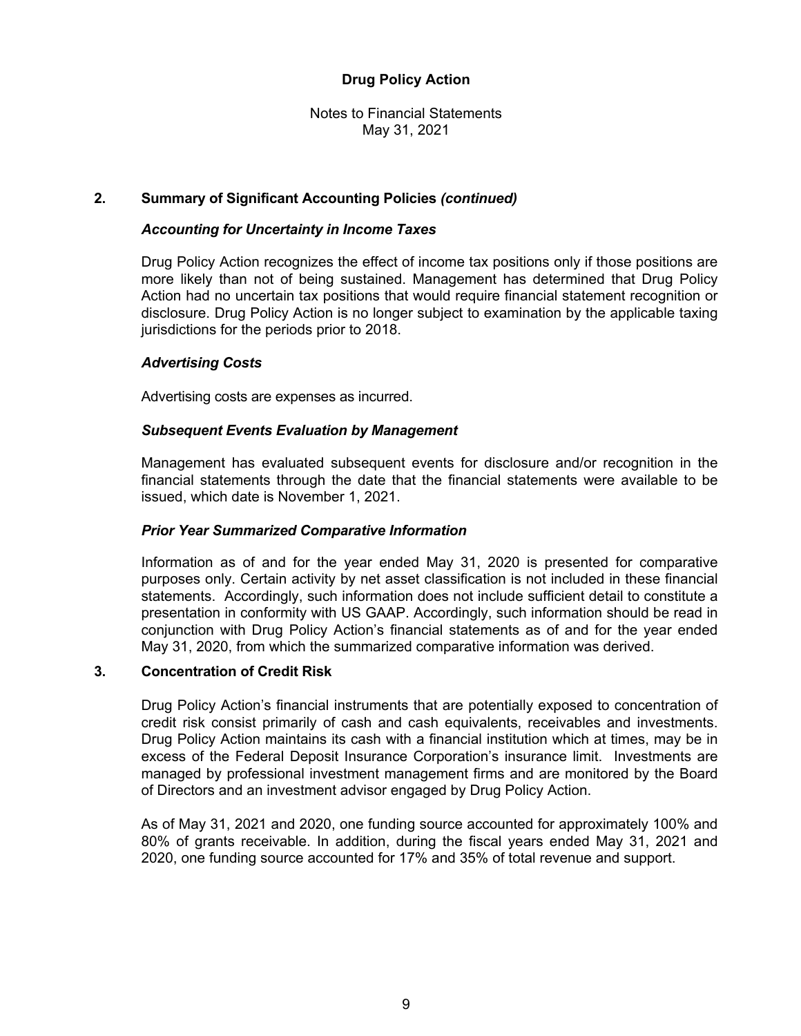# Drug Policy Action

Notes to Financial Statements
May 31, 2021

## 2. Summary of Significant Accounting Policies *(continued)*

### *Accounting for Uncertainty in Income Taxes*

Drug Policy Action recognizes the effect of income tax positions only if those positions are more likely than not of being sustained. Management has determined that Drug Policy Action had no uncertain tax positions that would require financial statement recognition or disclosure. Drug Policy Action is no longer subject to examination by the applicable taxing jurisdictions for the periods prior to 2018.

### *Advertising Costs*

Advertising costs are expenses as incurred.

### *Subsequent Events Evaluation by Management*

Management has evaluated subsequent events for disclosure and/or recognition in the financial statements through the date that the financial statements were available to be issued, which date is November 1, 2021.

### *Prior Year Summarized Comparative Information*

Information as of and for the year ended May 31, 2020 is presented for comparative purposes only. Certain activity by net asset classification is not included in these financial statements. Accordingly, such information does not include sufficient detail to constitute a presentation in conformity with US GAAP. Accordingly, such information should be read in conjunction with Drug Policy Action's financial statements as of and for the year ended May 31, 2020, from which the summarized comparative information was derived.

## 3. Concentration of Credit Risk

Drug Policy Action's financial instruments that are potentially exposed to concentration of credit risk consist primarily of cash and cash equivalents, receivables and investments. Drug Policy Action maintains its cash with a financial institution which at times, may be in excess of the Federal Deposit Insurance Corporation's insurance limit. Investments are managed by professional investment management firms and are monitored by the Board of Directors and an investment advisor engaged by Drug Policy Action.

As of May 31, 2021 and 2020, one funding source accounted for approximately 100% and 80% of grants receivable. In addition, during the fiscal years ended May 31, 2021 and 2020, one funding source accounted for 17% and 35% of total revenue and support.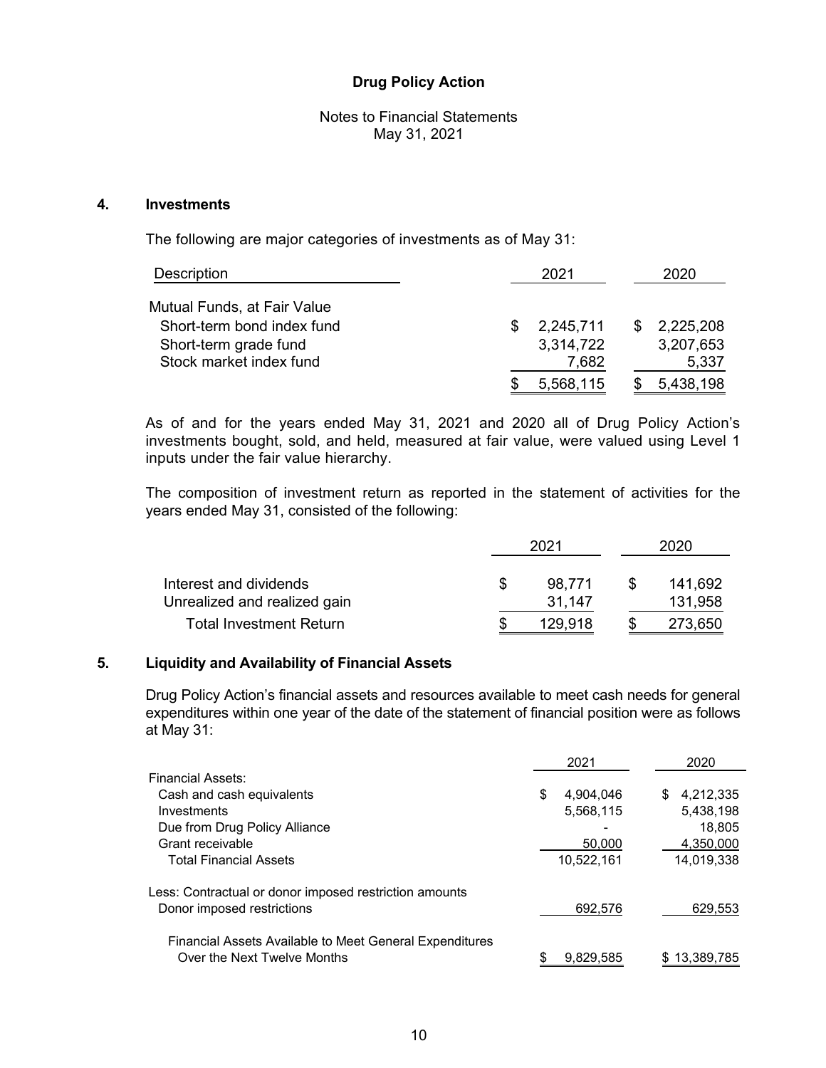**Drug Policy Action**

Notes to Financial Statements
May 31, 2021

## 4. Investments

The following are major categories of investments as of May 31:

| Description | 2021 | 2020 |
|---|---|---|
| Mutual Funds, at Fair Value | | |
| Short-term bond index fund | $ 2,245,711 | $ 2,225,208 |
| Short-term grade fund | 3,314,722 | 3,207,653 |
| Stock market index fund | 7,682 | 5,337 |
| | $ 5,568,115 | $ 5,438,198 |

As of and for the years ended May 31, 2021 and 2020 all of Drug Policy Action's investments bought, sold, and held, measured at fair value, were valued using Level 1 inputs under the fair value hierarchy.

The composition of investment return as reported in the statement of activities for the years ended May 31, consisted of the following:

| | 2021 | 2020 |
|---|---|---|
| Interest and dividends | $ 98,771 | $ 141,692 |
| Unrealized and realized gain | 31,147 | 131,958 |
| Total Investment Return | $ 129,918 | $ 273,650 |

## 5. Liquidity and Availability of Financial Assets

Drug Policy Action's financial assets and resources available to meet cash needs for general expenditures within one year of the date of the statement of financial position were as follows at May 31:

| | 2021 | 2020 |
|---|---|---|
| Financial Assets: | | |
| Cash and cash equivalents | $ 4,904,046 | $ 4,212,335 |
| Investments | 5,568,115 | 5,438,198 |
| Due from Drug Policy Alliance | - | 18,805 |
| Grant receivable | 50,000 | 4,350,000 |
| Total Financial Assets | 10,522,161 | 14,019,338 |
| Less: Contractual or donor imposed restriction amounts | | |
| Donor imposed restrictions | 692,576 | 629,553 |
| Financial Assets Available to Meet General Expenditures Over the Next Twelve Months | $ 9,829,585 | $ 13,389,785 |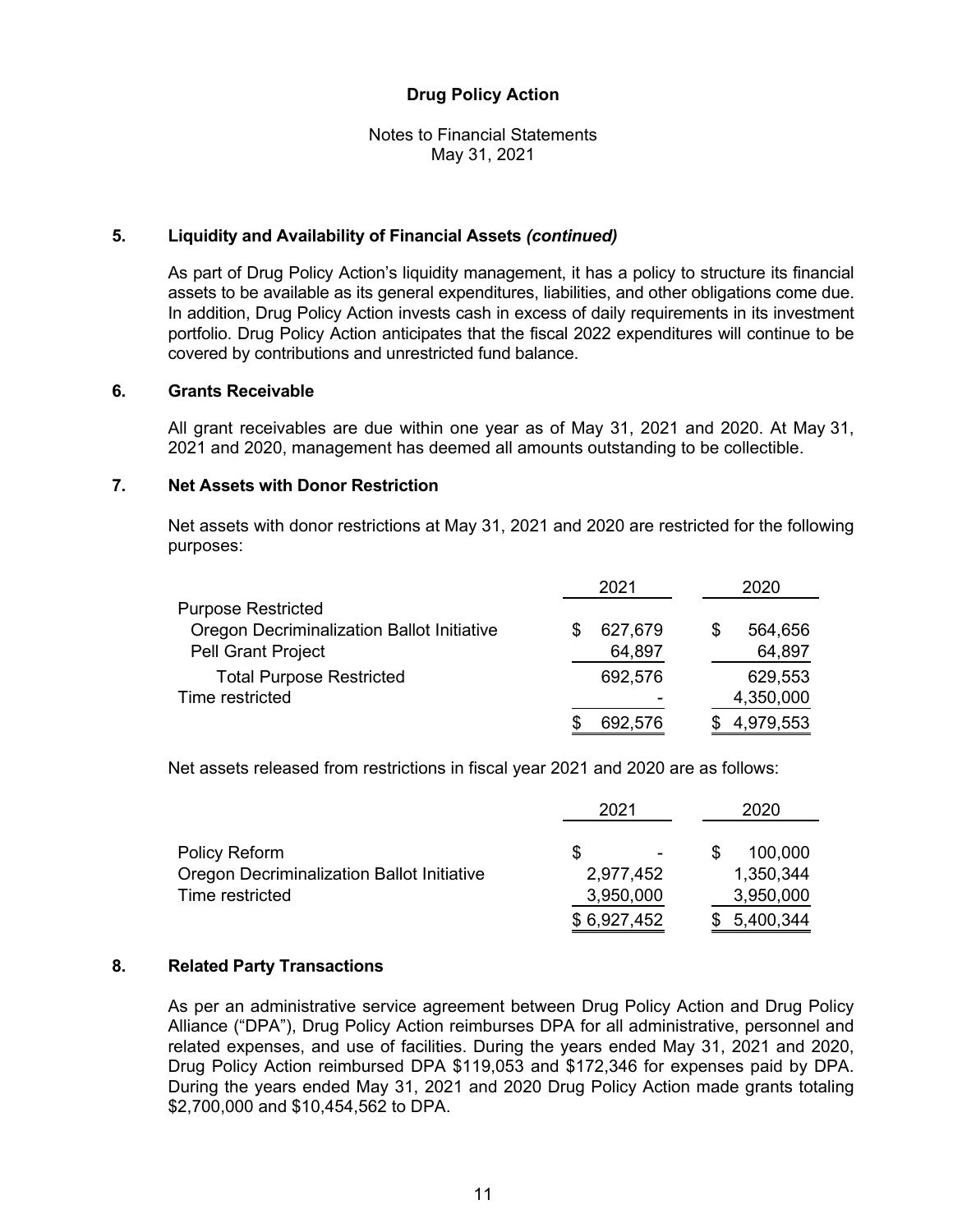**Drug Policy Action**

Notes to Financial Statements
May 31, 2021

## 5. Liquidity and Availability of Financial Assets *(continued)*

As part of Drug Policy Action's liquidity management, it has a policy to structure its financial assets to be available as its general expenditures, liabilities, and other obligations come due. In addition, Drug Policy Action invests cash in excess of daily requirements in its investment portfolio. Drug Policy Action anticipates that the fiscal 2022 expenditures will continue to be covered by contributions and unrestricted fund balance.

## 6. Grants Receivable

All grant receivables are due within one year as of May 31, 2021 and 2020. At May 31, 2021 and 2020, management has deemed all amounts outstanding to be collectible.

## 7. Net Assets with Donor Restriction

Net assets with donor restrictions at May 31, 2021 and 2020 are restricted for the following purposes:

| | 2021 | 2020 |
|---|---|---|
| Purpose Restricted | | |
| Oregon Decriminalization Ballot Initiative | $ 627,679 | $ 564,656 |
| Pell Grant Project | 64,897 | 64,897 |
| Total Purpose Restricted | 692,576 | 629,553 |
| Time restricted | - | 4,350,000 |
| | $ 692,576 | $ 4,979,553 |

Net assets released from restrictions in fiscal year 2021 and 2020 are as follows:

| | 2021 | 2020 |
|---|---|---|
| Policy Reform | $ - | $ 100,000 |
| Oregon Decriminalization Ballot Initiative | 2,977,452 | 1,350,344 |
| Time restricted | 3,950,000 | 3,950,000 |
| | $ 6,927,452 | $ 5,400,344 |

## 8. Related Party Transactions

As per an administrative service agreement between Drug Policy Action and Drug Policy Alliance ("DPA"), Drug Policy Action reimburses DPA for all administrative, personnel and related expenses, and use of facilities. During the years ended May 31, 2021 and 2020, Drug Policy Action reimbursed DPA $119,053 and $172,346 for expenses paid by DPA. During the years ended May 31, 2021 and 2020 Drug Policy Action made grants totaling $2,700,000 and $10,454,562 to DPA.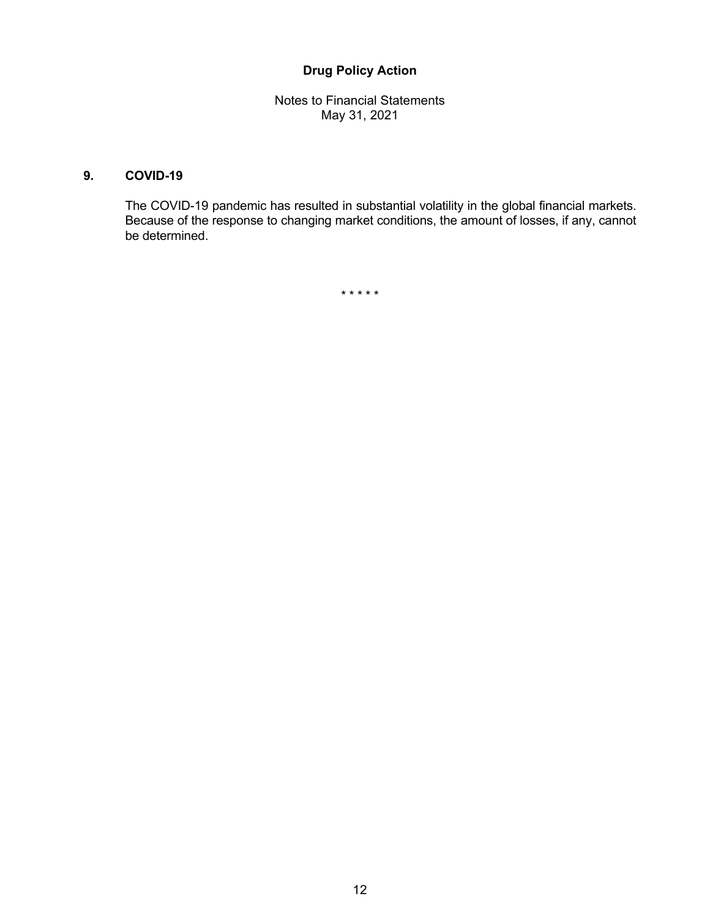## 9. COVID-19

The COVID-19 pandemic has resulted in substantial volatility in the global financial markets. Because of the response to changing market conditions, the amount of losses, if any, cannot be determined.

* * * * *